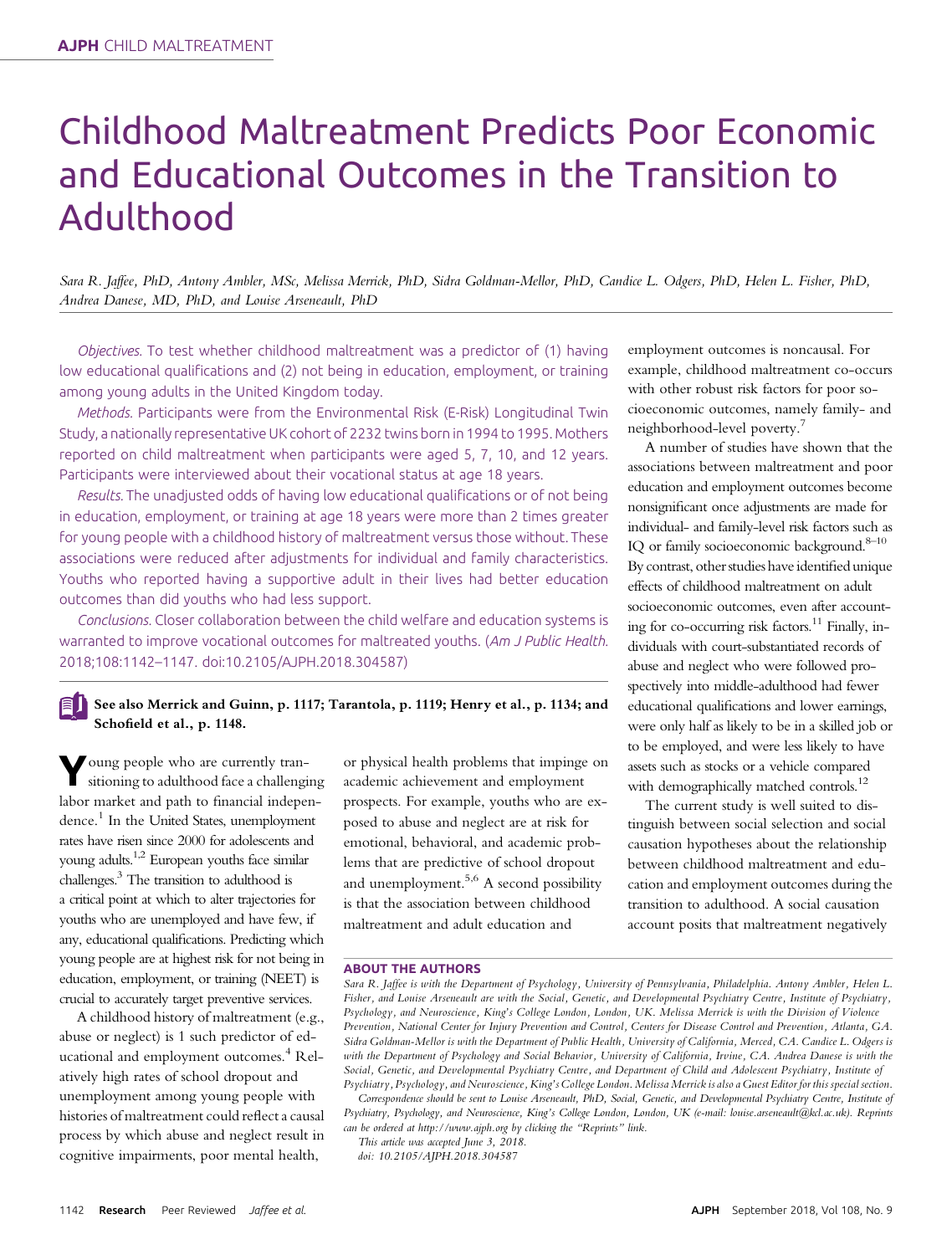# Childhood Maltreatment Predicts Poor Economic and Educational Outcomes in the Transition to Adulthood

*Sara R. Jaffee, PhD, Antony Ambler, MSc, Melissa Merrick, PhD, Sidra Goldman-Mellor, PhD, Candice L. Odgers, PhD, Helen L. Fisher, PhD, Andrea Danese, MD, PhD, and Louise Arseneault, PhD*

*Objectives.* To test whether childhood maltreatment was a predictor of (1) having low educational qualifications and (2) not being in education, employment, or training among young adults in the United Kingdom today.

*Methods.* Participants were from the Environmental Risk (E-Risk) Longitudinal Twin Study, a nationally representative UK cohort of 2232 twins born in 1994 to 1995. Mothers reported on child maltreatment when participants were aged 5, 7, 10, and 12 years. Participants were interviewed about their vocational status at age 18 years.

*Results.* The unadjusted odds of having low educational qualifications or of not being in education, employment, or training at age 18 years were more than 2 times greater for young people with a childhood history of maltreatment versus those without. These associations were reduced after adjustments for individual and family characteristics. Youths who reported having a supportive adult in their lives had better education outcomes than did youths who had less support.

*Conclusions.* Closer collaboration between the child welfare and education systems is warranted to improve vocational outcomes for maltreated youths. (*Am J Public Health.* 2018;108:1142–1147. doi:10.2105/AJPH.2018.304587)

**See also Merrick and Guinn, p. 1117; Tarantola, p. 1119; Henry et al., p. 1134; and Schofield et al., p. 1148.**

Young people who are currently transitioning to adulthood face a challenging labor market and path to financial independence.[1] In the United States, unemployment rates have risen since 2000 for adolescents and young adults.[1,2] European youths face similar challenges.[3] The transition to adulthood is a critical point at which to alter trajectories for youths who are unemployed and have few, if any, educational qualifications. Predicting which young people are at highest risk for not being in education, employment, or training (NEET) is crucial to accurately target preventive services.

A childhood history of maltreatment (e.g., abuse or neglect) is 1 such predictor of educational and employment outcomes.[4] Relatively high rates of school dropout and unemployment among young people with histories of maltreatment could reflect a causal process by which abuse and neglect result in cognitive impairments, poor mental health, or physical health problems that impinge on academic achievement and employment prospects. For example, youths who are exposed to abuse and neglect are at risk for emotional, behavioral, and academic problems that are predictive of school dropout and unemployment.[5,6] A second possibility is that the association between childhood maltreatment and adult education and employment outcomes is noncausal. For example, childhood maltreatment co-occurs with other robust risk factors for poor socioeconomic outcomes, namely family- and neighborhood-level poverty.[7]

A number of studies have shown that the associations between maltreatment and poor education and employment outcomes become nonsignificant once adjustments are made for individual- and family-level risk factors such as IQ or family socioeconomic background.[8–10] By contrast, other studies have identified unique effects of childhood maltreatment on adult socioeconomic outcomes, even after accounting for co-occurring risk factors.[11] Finally, individuals with court-substantiated records of abuse and neglect who were followed prospectively into middle-adulthood had fewer educational qualifications and lower earnings, were only half as likely to be in a skilled job or to be employed, and were less likely to have assets such as stocks or a vehicle compared with demographically matched controls.[12]

The current study is well suited to distinguish between social selection and social causation hypotheses about the relationship between childhood maltreatment and education and employment outcomes during the transition to adulthood. A social causation account posits that maltreatment negatively

## ABOUT THE AUTHORS

*Sara R. Jaffee is with the Department of Psychology, University of Pennsylvania, Philadelphia. Antony Ambler, Helen L. Fisher, and Louise Arseneault are with the Social, Genetic, and Developmental Psychiatry Centre, Institute of Psychiatry, Psychology, and Neuroscience, King's College London, London, UK. Melissa Merrick is with the Division of Violence Prevention, National Center for Injury Prevention and Control, Centers for Disease Control and Prevention, Atlanta, GA. Sidra Goldman-Mellor is with the Department of Public Health, University of California, Merced, CA. Candice L. Odgers is with the Department of Psychology and Social Behavior, University of California, Irvine, CA. Andrea Danese is with the Social, Genetic, and Developmental Psychiatry Centre, and Department of Child and Adolescent Psychiatry, Institute of Psychiatry, Psychology, and Neuroscience, King's College London. Melissa Merrick is also a Guest Editor for this special section.*

*Correspondence should be sent to Louise Arseneault, PhD, Social, Genetic, and Developmental Psychiatry Centre, Institute of Psychiatry, Psychology, and Neuroscience, King's College London, London, UK (e-mail: louise.arseneault@kcl.ac.uk). Reprints can be ordered at http://www.ajph.org by clicking the "Reprints" link.*

*This article was accepted June 3, 2018.*

*doi: 10.2105/AJPH.2018.304587*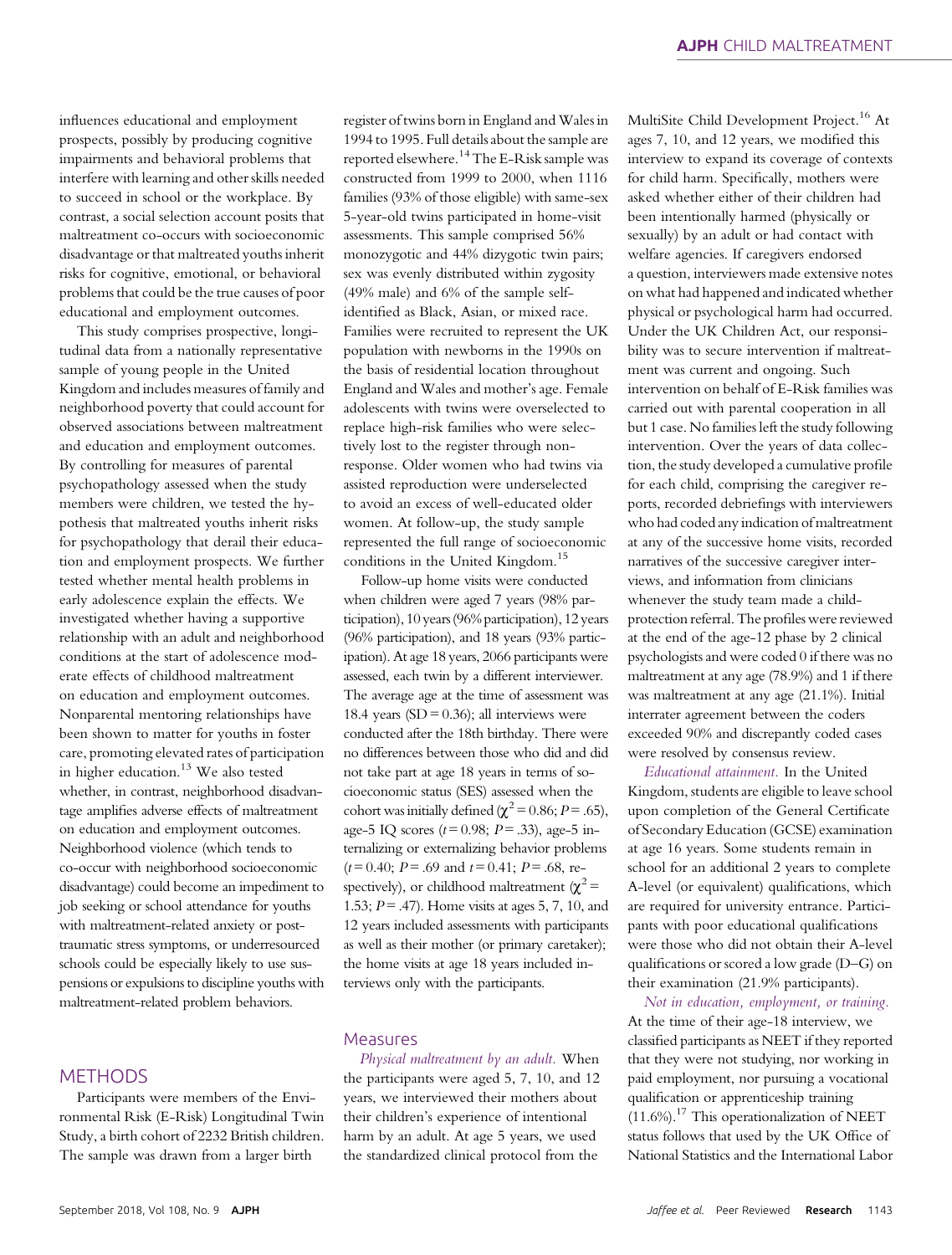influences educational and employment prospects, possibly by producing cognitive impairments and behavioral problems that interfere with learning and other skills needed to succeed in school or the workplace. By contrast, a social selection account posits that maltreatment co-occurs with socioeconomic disadvantage or that maltreated youths inherit risks for cognitive, emotional, or behavioral problems that could be the true causes of poor educational and employment outcomes.

This study comprises prospective, longitudinal data from a nationally representative sample of young people in the United Kingdom and includes measures of family and neighborhood poverty that could account for observed associations between maltreatment and education and employment outcomes. By controlling for measures of parental psychopathology assessed when the study members were children, we tested the hypothesis that maltreated youths inherit risks for psychopathology that derail their education and employment prospects. We further tested whether mental health problems in early adolescence explain the effects. We investigated whether having a supportive relationship with an adult and neighborhood conditions at the start of adolescence moderate effects of childhood maltreatment on education and employment outcomes. Nonparental mentoring relationships have been shown to matter for youths in foster care, promoting elevated rates of participation in higher education.[13] We also tested whether, in contrast, neighborhood disadvantage amplifies adverse effects of maltreatment on education and employment outcomes. Neighborhood violence (which tends to co-occur with neighborhood socioeconomic disadvantage) could become an impediment to job seeking or school attendance for youths with maltreatment-related anxiety or posttraumatic stress symptoms, or underresourced schools could be especially likely to use suspensions or expulsions to discipline youths with maltreatment-related problem behaviors.

## METHODS

Participants were members of the Environmental Risk (E-Risk) Longitudinal Twin Study, a birth cohort of 2232 British children. The sample was drawn from a larger birth register of twins born in England and Wales in 1994 to 1995. Full details about the sample are reported elsewhere.[14] The E-Risk sample was constructed from 1999 to 2000, when 1116 families (93% of those eligible) with same-sex 5-year-old twins participated in home-visit assessments. This sample comprised 56% monozygotic and 44% dizygotic twin pairs; sex was evenly distributed within zygosity (49% male) and 6% of the sample self-identified as Black, Asian, or mixed race. Families were recruited to represent the UK population with newborns in the 1990s on the basis of residential location throughout England and Wales and mother's age. Female adolescents with twins were overselected to replace high-risk families who were selectively lost to the register through nonresponse. Older women who had twins via assisted reproduction were underselected to avoid an excess of well-educated older women. At follow-up, the study sample represented the full range of socioeconomic conditions in the United Kingdom.[15]

Follow-up home visits were conducted when children were aged 7 years (98% participation), 10 years (96% participation), 12 years (96% participation), and 18 years (93% participation). At age 18 years, 2066 participants were assessed, each twin by a different interviewer. The average age at the time of assessment was 18.4 years (SD = 0.36); all interviews were conducted after the 18th birthday. There were no differences between those who did and did not take part at age 18 years in terms of socioeconomic status (SES) assessed when the cohort was initially defined ($\chi^2 = 0.86$; $P = .65$), age-5 IQ scores ($t = 0.98$; $P = .33$), age-5 internalizing or externalizing behavior problems ($t = 0.40$; $P = .69$ and $t = 0.41$; $P = .68$, respectively), or childhood maltreatment ($\chi^2 = 1.53$; $P = .47$). Home visits at ages 5, 7, 10, and 12 years included assessments with participants as well as their mother (or primary caretaker); the home visits at age 18 years included interviews only with the participants.

### Measures

*Physical maltreatment by an adult.* When the participants were aged 5, 7, 10, and 12 years, we interviewed their mothers about their children's experience of intentional harm by an adult. At age 5 years, we used the standardized clinical protocol from the MultiSite Child Development Project.[16] At ages 7, 10, and 12 years, we modified this interview to expand its coverage of contexts for child harm. Specifically, mothers were asked whether either of their children had been intentionally harmed (physically or sexually) by an adult or had contact with welfare agencies. If caregivers endorsed a question, interviewers made extensive notes on what had happened and indicated whether physical or psychological harm had occurred. Under the UK Children Act, our responsibility was to secure intervention if maltreatment was current and ongoing. Such intervention on behalf of E-Risk families was carried out with parental cooperation in all but 1 case. No families left the study following intervention. Over the years of data collection, the study developed a cumulative profile for each child, comprising the caregiver reports, recorded debriefings with interviewers who had coded any indication of maltreatment at any of the successive home visits, recorded narratives of the successive caregiver interviews, and information from clinicians whenever the study team made a child-protection referral. The profiles were reviewed at the end of the age-12 phase by 2 clinical psychologists and were coded 0 if there was no maltreatment at any age (78.9%) and 1 if there was maltreatment at any age (21.1%). Initial interrater agreement between the coders exceeded 90% and discrepantly coded cases were resolved by consensus review.

*Educational attainment.* In the United Kingdom, students are eligible to leave school upon completion of the General Certificate of Secondary Education (GCSE) examination at age 16 years. Some students remain in school for an additional 2 years to complete A-level (or equivalent) qualifications, which are required for university entrance. Participants with poor educational qualifications were those who did not obtain their A-level qualifications or scored a low grade (D–G) on their examination (21.9% participants).

*Not in education, employment, or training.* At the time of their age-18 interview, we classified participants as NEET if they reported that they were not studying, nor working in paid employment, nor pursuing a vocational qualification or apprenticeship training (11.6%).[17] This operationalization of NEET status follows that used by the UK Office of National Statistics and the International Labor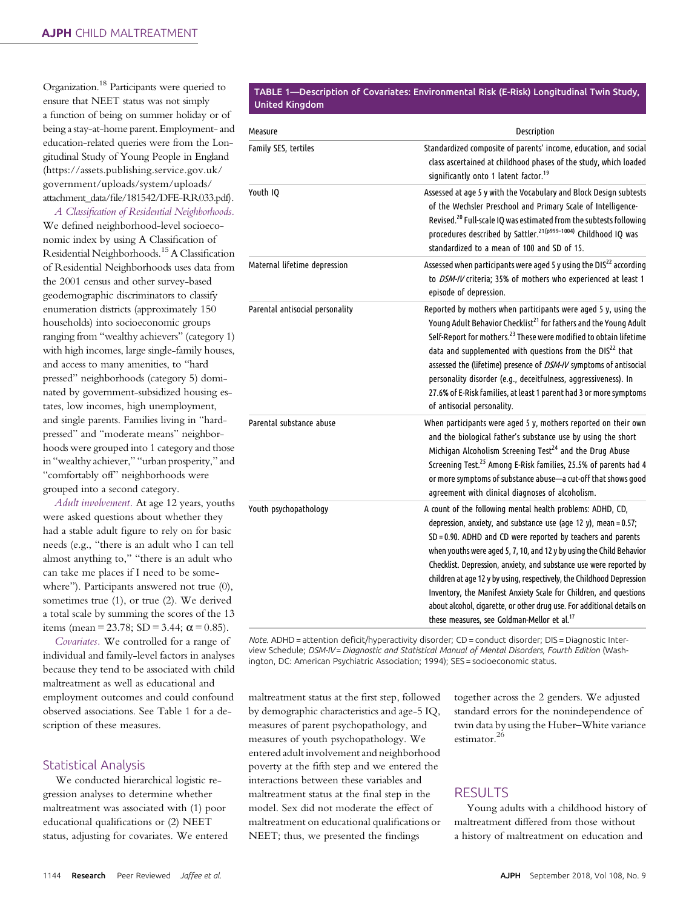Organization.[18] Participants were queried to ensure that NEET status was not simply a function of being on summer holiday or of being a stay-at-home parent. Employment- and education-related queries were from the Longitudinal Study of Young People in England (https://assets.publishing.service.gov.uk/government/uploads/system/uploads/attachment_data/file/181542/DFE-RR033.pdf).

*A Classification of Residential Neighborhoods.* We defined neighborhood-level socioeconomic index by using A Classification of Residential Neighborhoods.[15] A Classification of Residential Neighborhoods uses data from the 2001 census and other survey-based geodemographic discriminators to classify enumeration districts (approximately 150 households) into socioeconomic groups ranging from "wealthy achievers" (category 1) with high incomes, large single-family houses, and access to many amenities, to "hard pressed" neighborhoods (category 5) dominated by government-subsidized housing estates, low incomes, high unemployment, and single parents. Families living in "hard-pressed" and "moderate means" neighborhoods were grouped into 1 category and those in "wealthy achiever," "urban prosperity," and "comfortably off" neighborhoods were grouped into a second category.

*Adult involvement.* At age 12 years, youths were asked questions about whether they had a stable adult figure to rely on for basic needs (e.g., "there is an adult who I can tell almost anything to," "there is an adult who can take me places if I need to be somewhere"). Participants answered not true (0), sometimes true (1), or true (2). We derived a total scale by summing the scores of the 13 items (mean = 23.78; SD = 3.44; $\alpha = 0.85$).

*Covariates.* We controlled for a range of individual and family-level factors in analyses because they tend to be associated with child maltreatment as well as educational and employment outcomes and could confound observed associations. See Table 1 for a description of these measures.

**TABLE 1—Description of Covariates: Environmental Risk (E-Risk) Longitudinal Twin Study, United Kingdom**

| Measure | Description |
|---|---|
| Family SES, tertiles | Standardized composite of parents' income, education, and social class ascertained at childhood phases of the study, which loaded significantly onto 1 latent factor.[19] |
| Youth IQ | Assessed at age 5 y with the Vocabulary and Block Design subtests of the Wechsler Preschool and Primary Scale of Intelligence-Revised.[20] Full-scale IQ was estimated from the subtests following procedures described by Sattler.[21(p999–1004)] Childhood IQ was standardized to a mean of 100 and SD of 15. |
| Maternal lifetime depression | Assessed when participants were aged 5 y using the DIS[22] according to *DSM-IV* criteria; 35% of mothers who experienced at least 1 episode of depression. |
| Parental antisocial personality | Reported by mothers when participants were aged 5 y, using the Young Adult Behavior Checklist[21] for fathers and the Young Adult Self-Report for mothers.[23] These were modified to obtain lifetime data and supplemented with questions from the DIS[22] that assessed the (lifetime) presence of *DSM-IV* symptoms of antisocial personality disorder (e.g., deceitfulness, aggressiveness). In 27.6% of E-Risk families, at least 1 parent had 3 or more symptoms of antisocial personality. |
| Parental substance abuse | When participants were aged 5 y, mothers reported on their own and the biological father's substance use by using the short Michigan Alcoholism Screening Test[24] and the Drug Abuse Screening Test.[25] Among E-Risk families, 25.5% of parents had 4 or more symptoms of substance abuse—a cut-off that shows good agreement with clinical diagnoses of alcoholism. |
| Youth psychopathology | A count of the following mental health problems: ADHD, CD, depression, anxiety, and substance use (age 12 y), mean = 0.57; SD = 0.90. ADHD and CD were reported by teachers and parents when youths were aged 5, 7, 10, and 12 y by using the Child Behavior Checklist. Depression, anxiety, and substance use were reported by children at age 12 y by using, respectively, the Childhood Depression Inventory, the Manifest Anxiety Scale for Children, and questions about alcohol, cigarette, or other drug use. For additional details on these measures, see Goldman-Mellor et al.[17] |

*Note.* ADHD = attention deficit/hyperactivity disorder; CD = conduct disorder; DIS = Diagnostic Interview Schedule; *DSM-IV = Diagnostic and Statistical Manual of Mental Disorders, Fourth Edition* (Washington, DC: American Psychiatric Association; 1994); SES = socioeconomic status.

## Statistical Analysis

We conducted hierarchical logistic regression analyses to determine whether maltreatment was associated with (1) poor educational qualifications or (2) NEET status, adjusting for covariates. We entered maltreatment status at the first step, followed by demographic characteristics and age-5 IQ, measures of parent psychopathology, and measures of youth psychopathology. We entered adult involvement and neighborhood poverty at the fifth step and we entered the interactions between these variables and maltreatment status at the final step in the model. Sex did not moderate the effect of maltreatment on educational qualifications or NEET; thus, we presented the findings together across the 2 genders. We adjusted standard errors for the nonindependence of twin data by using the Huber–White variance estimator.[26]

## RESULTS

Young adults with a childhood history of maltreatment differed from those without a history of maltreatment on education and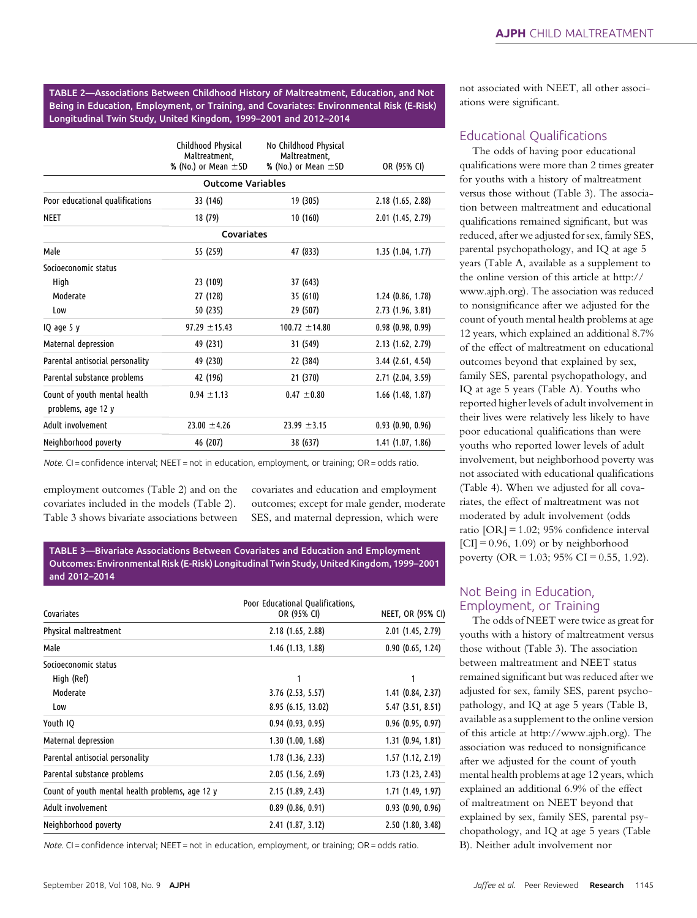**TABLE 2—Associations Between Childhood History of Maltreatment, Education, and Not Being in Education, Employment, or Training, and Covariates: Environmental Risk (E-Risk) Longitudinal Twin Study, United Kingdom, 1999–2001 and 2012–2014**

| | Childhood Physical Maltreatment, % (No.) or Mean ±SD | No Childhood Physical Maltreatment, % (No.) or Mean ±SD | OR (95% CI) |
|---|---|---|---|
| **Outcome Variables** | | | |
| Poor educational qualifications | 33 (146) | 19 (305) | 2.18 (1.65, 2.88) |
| NEET | 18 (79) | 10 (160) | 2.01 (1.45, 2.79) |
| **Covariates** | | | |
| Male | 55 (259) | 47 (833) | 1.35 (1.04, 1.77) |
| Socioeconomic status | | | |
| High | 23 (109) | 37 (643) | |
| Moderate | 27 (128) | 35 (610) | 1.24 (0.86, 1.78) |
| Low | 50 (235) | 29 (507) | 2.73 (1.96, 3.81) |
| IQ age 5 y | 97.29 ±15.43 | 100.72 ±14.80 | 0.98 (0.98, 0.99) |
| Maternal depression | 49 (231) | 31 (549) | 2.13 (1.62, 2.79) |
| Parental antisocial personality | 49 (230) | 22 (384) | 3.44 (2.61, 4.54) |
| Parental substance problems | 42 (196) | 21 (370) | 2.71 (2.04, 3.59) |
| Count of youth mental health problems, age 12 y | 0.94 ±1.13 | 0.47 ±0.80 | 1.66 (1.48, 1.87) |
| Adult involvement | 23.00 ±4.26 | 23.99 ±3.15 | 0.93 (0.90, 0.96) |
| Neighborhood poverty | 46 (207) | 38 (637) | 1.41 (1.07, 1.86) |

*Note.* CI = confidence interval; NEET = not in education, employment, or training; OR = odds ratio.

employment outcomes (Table 2) and on the covariates included in the models (Table 2). Table 3 shows bivariate associations between covariates and education and employment outcomes; except for male gender, moderate SES, and maternal depression, which were not associated with NEET, all other associations were significant.

**TABLE 3—Bivariate Associations Between Covariates and Education and Employment Outcomes: Environmental Risk (E-Risk) Longitudinal Twin Study, United Kingdom, 1999–2001 and 2012–2014**

| Covariates | Poor Educational Qualifications, OR (95% CI) | NEET, OR (95% CI) |
|---|---|---|
| Physical maltreatment | 2.18 (1.65, 2.88) | 2.01 (1.45, 2.79) |
| Male | 1.46 (1.13, 1.88) | 0.90 (0.65, 1.24) |
| Socioeconomic status | | |
| High (Ref) | 1 | 1 |
| Moderate | 3.76 (2.53, 5.57) | 1.41 (0.84, 2.37) |
| Low | 8.95 (6.15, 13.02) | 5.47 (3.51, 8.51) |
| Youth IQ | 0.94 (0.93, 0.95) | 0.96 (0.95, 0.97) |
| Maternal depression | 1.30 (1.00, 1.68) | 1.31 (0.94, 1.81) |
| Parental antisocial personality | 1.78 (1.36, 2.33) | 1.57 (1.12, 2.19) |
| Parental substance problems | 2.05 (1.56, 2.69) | 1.73 (1.23, 2.43) |
| Count of youth mental health problems, age 12 y | 2.15 (1.89, 2.43) | 1.71 (1.49, 1.97) |
| Adult involvement | 0.89 (0.86, 0.91) | 0.93 (0.90, 0.96) |
| Neighborhood poverty | 2.41 (1.87, 3.12) | 2.50 (1.80, 3.48) |

*Note.* CI = confidence interval; NEET = not in education, employment, or training; OR = odds ratio.

## Educational Qualifications

The odds of having poor educational qualifications were more than 2 times greater for youths with a history of maltreatment versus those without (Table 3). The association between maltreatment and educational qualifications remained significant, but was reduced, after we adjusted for sex, family SES, parental psychopathology, and IQ at age 5 years (Table A, available as a supplement to the online version of this article at http://www.ajph.org). The association was reduced to nonsignificance after we adjusted for the count of youth mental health problems at age 12 years, which explained an additional 8.7% of the effect of maltreatment on educational outcomes beyond that explained by sex, family SES, parental psychopathology, and IQ at age 5 years (Table A). Youths who reported higher levels of adult involvement in their lives were relatively less likely to have poor educational qualifications than were youths who reported lower levels of adult involvement, but neighborhood poverty was not associated with educational qualifications (Table 4). When we adjusted for all covariates, the effect of maltreatment was not moderated by adult involvement (odds ratio [OR] = 1.02; 95% confidence interval [CI] = 0.96, 1.09) or by neighborhood poverty (OR = 1.03; 95% CI = 0.55, 1.92).

## Not Being in Education, Employment, or Training

The odds of NEET were twice as great for youths with a history of maltreatment versus those without (Table 3). The association between maltreatment and NEET status remained significant but was reduced after we adjusted for sex, family SES, parent psychopathology, and IQ at age 5 years (Table B, available as a supplement to the online version of this article at http://www.ajph.org). The association was reduced to nonsignificance after we adjusted for the count of youth mental health problems at age 12 years, which explained an additional 6.9% of the effect of maltreatment on NEET beyond that explained by sex, family SES, parental psychopathology, and IQ at age 5 years (Table B). Neither adult involvement nor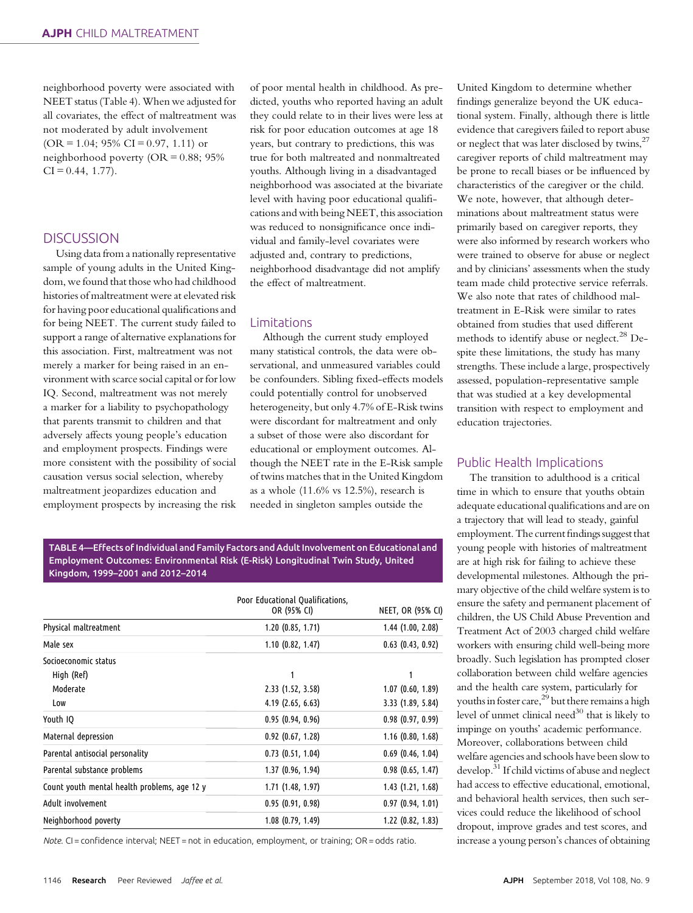neighborhood poverty were associated with NEET status (Table 4). When we adjusted for all covariates, the effect of maltreatment was not moderated by adult involvement (OR = 1.04; 95% CI = 0.97, 1.11) or neighborhood poverty (OR = 0.88; 95% CI = 0.44, 1.77).

## DISCUSSION

Using data from a nationally representative sample of young adults in the United Kingdom, we found that those who had childhood histories of maltreatment were at elevated risk for having poor educational qualifications and for being NEET. The current study failed to support a range of alternative explanations for this association. First, maltreatment was not merely a marker for being raised in an environment with scarce social capital or for low IQ. Second, maltreatment was not merely a marker for a liability to psychopathology that parents transmit to children and that adversely affects young people's education and employment prospects. Findings were more consistent with the possibility of social causation versus social selection, whereby maltreatment jeopardizes education and employment prospects by increasing the risk of poor mental health in childhood. As predicted, youths who reported having an adult they could relate to in their lives were less at risk for poor education outcomes at age 18 years, but contrary to predictions, this was true for both maltreated and nonmaltreated youths. Although living in a disadvantaged neighborhood was associated at the bivariate level with having poor educational qualifications and with being NEET, this association was reduced to nonsignificance once individual and family-level covariates were adjusted and, contrary to predictions, neighborhood disadvantage did not amplify the effect of maltreatment.

### Limitations

Although the current study employed many statistical controls, the data were observational, and unmeasured variables could be confounders. Sibling fixed-effects models could potentially control for unobserved heterogeneity, but only 4.7% of E-Risk twins were discordant for maltreatment and only a subset of those were also discordant for educational or employment outcomes. Although the NEET rate in the E-Risk sample of twins matches that in the United Kingdom as a whole (11.6% vs 12.5%), research is needed in singleton samples outside the United Kingdom to determine whether findings generalize beyond the UK educational system. Finally, although there is little evidence that caregivers failed to report abuse or neglect that was later disclosed by twins,[27] caregiver reports of child maltreatment may be prone to recall biases or be influenced by characteristics of the caregiver or the child. We note, however, that although determinations about maltreatment status were primarily based on caregiver reports, they were also informed by research workers who were trained to observe for abuse or neglect and by clinicians' assessments when the study team made child protective service referrals. We also note that rates of childhood maltreatment in E-Risk were similar to rates obtained from studies that used different methods to identify abuse or neglect.[28] Despite these limitations, the study has many strengths. These include a large, prospectively assessed, population-representative sample that was studied at a key developmental transition with respect to employment and education trajectories.

### Public Health Implications

The transition to adulthood is a critical time in which to ensure that youths obtain adequate educational qualifications and are on a trajectory that will lead to steady, gainful employment. The current findings suggest that young people with histories of maltreatment are at high risk for failing to achieve these developmental milestones. Although the primary objective of the child welfare system is to ensure the safety and permanent placement of children, the US Child Abuse Prevention and Treatment Act of 2003 charged child welfare workers with ensuring child well-being more broadly. Such legislation has prompted closer collaboration between child welfare agencies and the health care system, particularly for youths in foster care,[29] but there remains a high level of unmet clinical need[30] that is likely to impinge on youths' academic performance. Moreover, collaborations between child welfare agencies and schools have been slow to develop.[31] If child victims of abuse and neglect had access to effective educational, emotional, and behavioral health services, then such services could reduce the likelihood of school dropout, improve grades and test scores, and increase a young person's chances of obtaining

**TABLE 4—Effects of Individual and Family Factors and Adult Involvement on Educational and Employment Outcomes: Environmental Risk (E-Risk) Longitudinal Twin Study, United Kingdom, 1999–2001 and 2012–2014**

| | Poor Educational Qualifications, OR (95% CI) | NEET, OR (95% CI) |
|---|---|---|
| Physical maltreatment | 1.20 (0.85, 1.71) | 1.44 (1.00, 2.08) |
| Male sex | 1.10 (0.82, 1.47) | 0.63 (0.43, 0.92) |
| Socioeconomic status | | |
| High (Ref) | 1 | 1 |
| Moderate | 2.33 (1.52, 3.58) | 1.07 (0.60, 1.89) |
| Low | 4.19 (2.65, 6.63) | 3.33 (1.89, 5.84) |
| Youth IQ | 0.95 (0.94, 0.96) | 0.98 (0.97, 0.99) |
| Maternal depression | 0.92 (0.67, 1.28) | 1.16 (0.80, 1.68) |
| Parental antisocial personality | 0.73 (0.51, 1.04) | 0.69 (0.46, 1.04) |
| Parental substance problems | 1.37 (0.96, 1.94) | 0.98 (0.65, 1.47) |
| Count youth mental health problems, age 12 y | 1.71 (1.48, 1.97) | 1.43 (1.21, 1.68) |
| Adult involvement | 0.95 (0.91, 0.98) | 0.97 (0.94, 1.01) |
| Neighborhood poverty | 1.08 (0.79, 1.49) | 1.22 (0.82, 1.83) |

*Note.* CI = confidence interval; NEET = not in education, employment, or training; OR = odds ratio.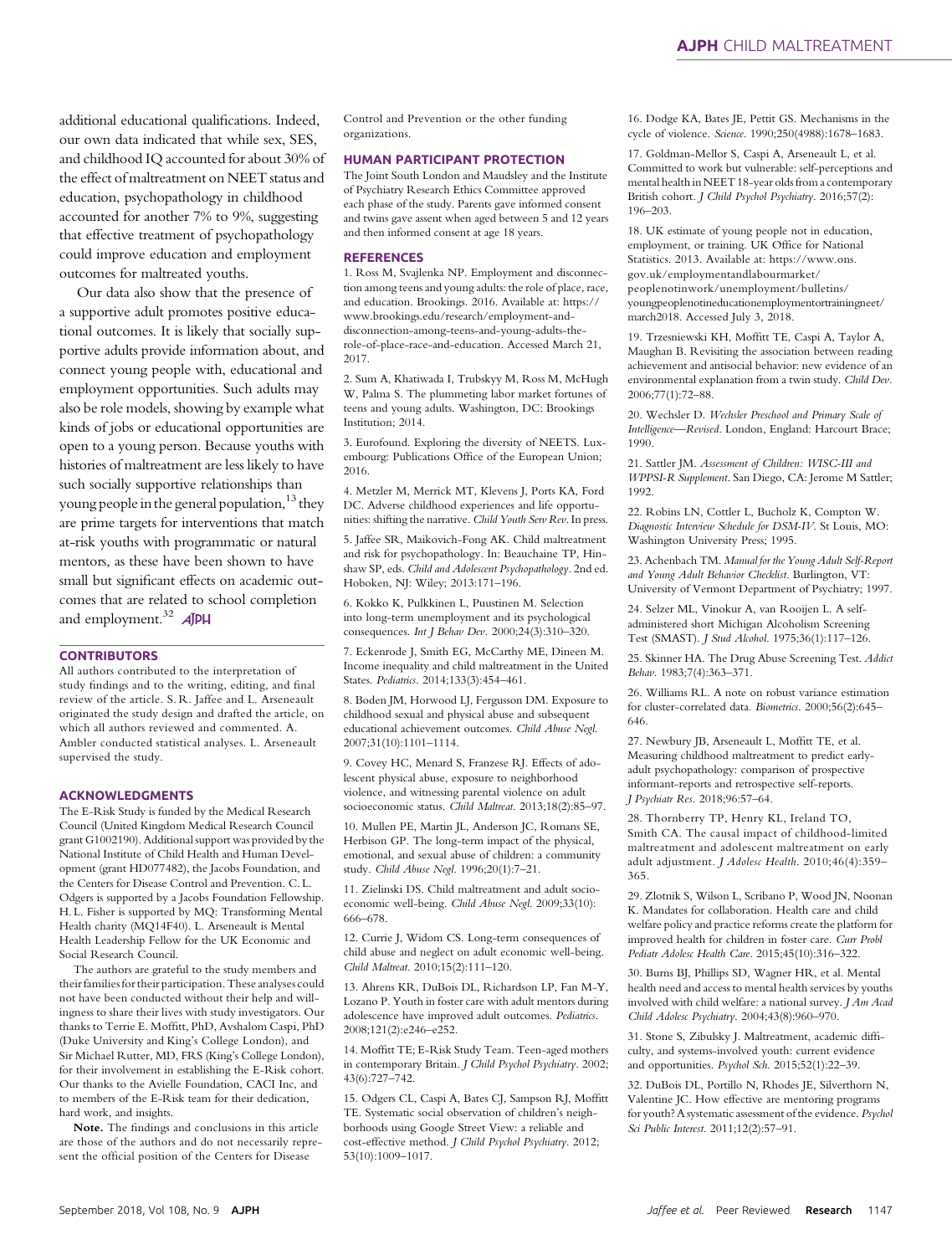additional educational qualifications. Indeed, our own data indicated that while sex, SES, and childhood IQ accounted for about 30% of the effect of maltreatment on NEET status and education, psychopathology in childhood accounted for another 7% to 9%, suggesting that effective treatment of psychopathology could improve education and employment outcomes for maltreated youths.

Our data also show that the presence of a supportive adult promotes positive educational outcomes. It is likely that socially supportive adults provide information about, and connect young people with, educational and employment opportunities. Such adults may also be role models, showing by example what kinds of jobs or educational opportunities are open to a young person. Because youths with histories of maltreatment are less likely to have such socially supportive relationships than young people in the general population,[13] they are prime targets for interventions that match at-risk youths with programmatic or natural mentors, as these have been shown to have small but significant effects on academic outcomes that are related to school completion and employment.[32] AJPH

## CONTRIBUTORS

All authors contributed to the interpretation of study findings and to the writing, editing, and final review of the article. S. R. Jaffee and L. Arseneault originated the study design and drafted the article, on which all authors reviewed and commented. A. Ambler conducted statistical analyses. L. Arseneault supervised the study.

## ACKNOWLEDGMENTS

The E-Risk Study is funded by the Medical Research Council (United Kingdom Medical Research Council grant G1002190). Additional support was provided by the National Institute of Child Health and Human Development (grant HD077482), the Jacobs Foundation, and the Centers for Disease Control and Prevention. C. L. Odgers is supported by a Jacobs Foundation Fellowship. H. L. Fisher is supported by MQ: Transforming Mental Health charity (MQ14F40). L. Arseneault is Mental Health Leadership Fellow for the UK Economic and Social Research Council.

The authors are grateful to the study members and their families for their participation. These analyses could not have been conducted without their help and willingness to share their lives with study investigators. Our thanks to Terrie E. Moffitt, PhD, Avshalom Caspi, PhD (Duke University and King's College London), and Sir Michael Rutter, MD, FRS (King's College London), for their involvement in establishing the E-Risk cohort. Our thanks to the Avielle Foundation, CACI Inc, and to members of the E-Risk team for their dedication, hard work, and insights.

**Note.** The findings and conclusions in this article are those of the authors and do not necessarily represent the official position of the Centers for Disease Control and Prevention or the other funding organizations.

## HUMAN PARTICIPANT PROTECTION

The Joint South London and Maudsley and the Institute of Psychiatry Research Ethics Committee approved each phase of the study. Parents gave informed consent and twins gave assent when aged between 5 and 12 years and then informed consent at age 18 years.

## REFERENCES

1. Ross M, Svajlenka NP. Employment and disconnection among teens and young adults: the role of place, race, and education. Brookings. 2016. Available at: https://www.brookings.edu/research/employment-and-disconnection-among-teens-and-young-adults-the-role-of-place-race-and-education. Accessed March 21, 2017.

2. Sum A, Khatiwada I, Trubskyy M, Ross M, McHugh W, Palma S. The plummeting labor market fortunes of teens and young adults. Washington, DC: Brookings Institution; 2014.

3. Eurofound. Exploring the diversity of NEETS. Luxembourg: Publications Office of the European Union; 2016.

4. Metzler M, Merrick MT, Klevens J, Ports KA, Ford DC. Adverse childhood experiences and life opportunities: shifting the narrative. *Child Youth Serv Rev*. In press.

5. Jaffee SR, Maikovich-Fong AK. Child maltreatment and risk for psychopathology. In: Beauchaine TP, Hinshaw SP, eds. *Child and Adolescent Psychopathology*. 2nd ed. Hoboken, NJ: Wiley; 2013:171–196.

6. Kokko K, Pulkkinen L, Puustinen M. Selection into long-term unemployment and its psychological consequences. *Int J Behav Dev*. 2000;24(3):310–320.

7. Eckenrode J, Smith EG, McCarthy ME, Dineen M. Income inequality and child maltreatment in the United States. *Pediatrics*. 2014;133(3):454–461.

8. Boden JM, Horwood LJ, Fergusson DM. Exposure to childhood sexual and physical abuse and subsequent educational achievement outcomes. *Child Abuse Negl*. 2007;31(10):1101–1114.

9. Covey HC, Menard S, Franzese RJ. Effects of adolescent physical abuse, exposure to neighborhood violence, and witnessing parental violence on adult socioeconomic status. *Child Maltreat*. 2013;18(2):85–97.

10. Mullen PE, Martin JL, Anderson JC, Romans SE, Herbison GP. The long-term impact of the physical, emotional, and sexual abuse of children: a community study. *Child Abuse Negl*. 1996;20(1):7–21.

11. Zielinski DS. Child maltreatment and adult socioeconomic well-being. *Child Abuse Negl*. 2009;33(10):666–678.

12. Currie J, Widom CS. Long-term consequences of child abuse and neglect on adult economic well-being. *Child Maltreat*. 2010;15(2):111–120.

13. Ahrens KR, DuBois DL, Richardson LP, Fan M-Y, Lozano P. Youth in foster care with adult mentors during adolescence have improved adult outcomes. *Pediatrics*. 2008;121(2):e246–e252.

14. Moffitt TE; E-Risk Study Team. Teen-aged mothers in contemporary Britain. *J Child Psychol Psychiatry*. 2002;43(6):727–742.

15. Odgers CL, Caspi A, Bates CJ, Sampson RJ, Moffitt TE. Systematic social observation of children's neighborhoods using Google Street View: a reliable and cost-effective method. *J Child Psychol Psychiatry*. 2012;53(10):1009–1017.

16. Dodge KA, Bates JE, Pettit GS. Mechanisms in the cycle of violence. *Science*. 1990;250(4988):1678–1683.

17. Goldman-Mellor S, Caspi A, Arseneault L, et al. Committed to work but vulnerable: self-perceptions and mental health in NEET 18-year olds from a contemporary British cohort. *J Child Psychol Psychiatry*. 2016;57(2):196–203.

18. UK estimate of young people not in education, employment, or training. UK Office for National Statistics. 2013. Available at: https://www.ons.gov.uk/employmentandlabourmarket/peoplenotinwork/unemployment/bulletins/youngpeoplenotineducationemploymentortrainingneet/march2018. Accessed July 3, 2018.

19. Trzesniewski KH, Moffitt TE, Caspi A, Taylor A, Maughan B. Revisiting the association between reading achievement and antisocial behavior: new evidence of an environmental explanation from a twin study. *Child Dev*. 2006;77(1):72–88.

20. Wechsler D. *Wechsler Preschool and Primary Scale of Intelligence—Revised*. London, England: Harcourt Brace; 1990.

21. Sattler JM. *Assessment of Children: WISC-III and WPPSI-R Supplement*. San Diego, CA: Jerome M Sattler; 1992.

22. Robins LN, Cottler L, Bucholz K, Compton W. *Diagnostic Interview Schedule for DSM-IV*. St Louis, MO: Washington University Press; 1995.

23. Achenbach TM. *Manual for the Young Adult Self-Report and Young Adult Behavior Checklist*. Burlington, VT: University of Vermont Department of Psychiatry; 1997.

24. Selzer ML, Vinokur A, van Rooijen L. A self-administered short Michigan Alcoholism Screening Test (SMAST). *J Stud Alcohol*. 1975;36(1):117–126.

25. Skinner HA. The Drug Abuse Screening Test. *Addict Behav*. 1983;7(4):363–371.

26. Williams RL. A note on robust variance estimation for cluster-correlated data. *Biometrics*. 2000;56(2):645–646.

27. Newbury JB, Arseneault L, Moffitt TE, et al. Measuring childhood maltreatment to predict early-adult psychopathology: comparison of prospective informant-reports and retrospective self-reports. *J Psychiatr Res*. 2018;96:57–64.

28. Thornberry TP, Henry KL, Ireland TO, Smith CA. The causal impact of childhood-limited maltreatment and adolescent maltreatment on early adult adjustment. *J Adolesc Health*. 2010;46(4):359–365.

29. Zlotnik S, Wilson L, Scribano P, Wood JN, Noonan K. Mandates for collaboration. Health care and child welfare policy and practice reforms create the platform for improved health for children in foster care. *Curr Probl Pediatr Adolesc Health Care*. 2015;45(10):316–322.

30. Burns BJ, Phillips SD, Wagner HR, et al. Mental health need and access to mental health services by youths involved with child welfare: a national survey. *J Am Acad Child Adolesc Psychiatry*. 2004;43(8):960–970.

31. Stone S, Zibulsky J. Maltreatment, academic difficulty, and systems-involved youth: current evidence and opportunities. *Psychol Sch*. 2015;52(1):22–39.

32. DuBois DL, Portillo N, Rhodes JE, Silverthorn N, Valentine JC. How effective are mentoring programs for youth? A systematic assessment of the evidence. *Psychol Sci Public Interest*. 2011;12(2):57–91.